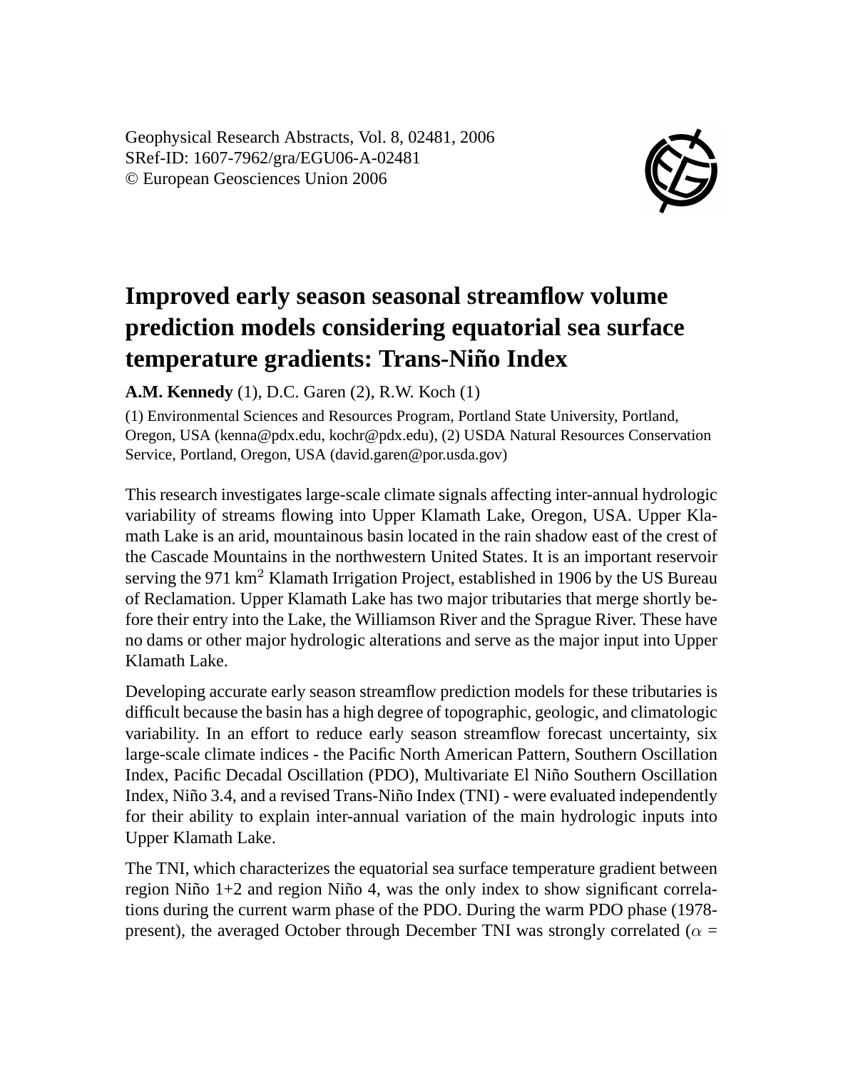Geophysical Research Abstracts, Vol. 8, 02481, 2006
SRef-ID: 1607-7962/gra/EGU06-A-02481
© European Geosciences Union 2006

# Improved early season seasonal streamflow volume prediction models considering equatorial sea surface temperature gradients: Trans-Niño Index

**A.M. Kennedy** (1), D.C. Garen (2), R.W. Koch (1)

(1) Environmental Sciences and Resources Program, Portland State University, Portland, Oregon, USA (kenna@pdx.edu, kochr@pdx.edu), (2) USDA Natural Resources Conservation Service, Portland, Oregon, USA (david.garen@por.usda.gov)

This research investigates large-scale climate signals affecting inter-annual hydrologic variability of streams flowing into Upper Klamath Lake, Oregon, USA. Upper Klamath Lake is an arid, mountainous basin located in the rain shadow east of the crest of the Cascade Mountains in the northwestern United States. It is an important reservoir serving the 971 $km^2$ Klamath Irrigation Project, established in 1906 by the US Bureau of Reclamation. Upper Klamath Lake has two major tributaries that merge shortly before their entry into the Lake, the Williamson River and the Sprague River. These have no dams or other major hydrologic alterations and serve as the major input into Upper Klamath Lake.

Developing accurate early season streamflow prediction models for these tributaries is difficult because the basin has a high degree of topographic, geologic, and climatologic variability. In an effort to reduce early season streamflow forecast uncertainty, six large-scale climate indices - the Pacific North American Pattern, Southern Oscillation Index, Pacific Decadal Oscillation (PDO), Multivariate El Niño Southern Oscillation Index, Niño 3.4, and a revised Trans-Niño Index (TNI) - were evaluated independently for their ability to explain inter-annual variation of the main hydrologic inputs into Upper Klamath Lake.

The TNI, which characterizes the equatorial sea surface temperature gradient between region Niño 1+2 and region Niño 4, was the only index to show significant correlations during the current warm phase of the PDO. During the warm PDO phase (1978-present), the averaged October through December TNI was strongly correlated ($\alpha$ =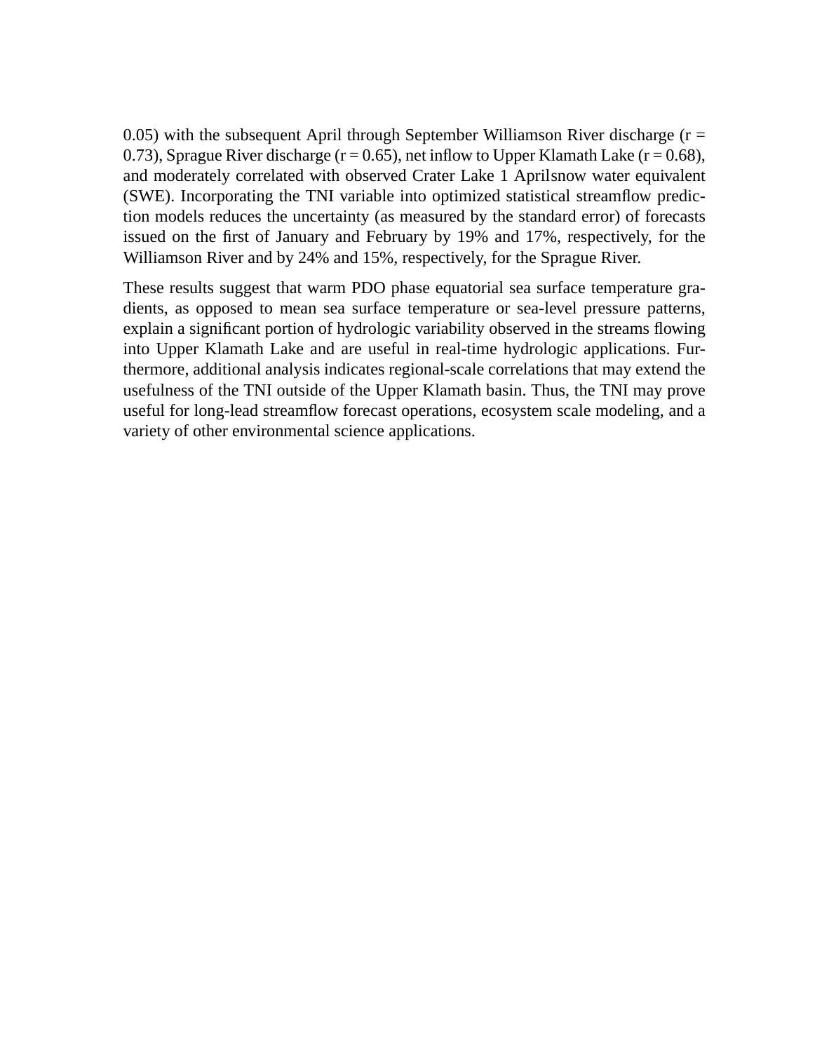0.05) with the subsequent April through September Williamson River discharge ($r = 0.73$), Sprague River discharge ($r = 0.65$), net inflow to Upper Klamath Lake ($r = 0.68$), and moderately correlated with observed Crater Lake 1 Aprilsnow water equivalent (SWE). Incorporating the TNI variable into optimized statistical streamflow prediction models reduces the uncertainty (as measured by the standard error) of forecasts issued on the first of January and February by 19% and 17%, respectively, for the Williamson River and by 24% and 15%, respectively, for the Sprague River.

These results suggest that warm PDO phase equatorial sea surface temperature gradients, as opposed to mean sea surface temperature or sea-level pressure patterns, explain a significant portion of hydrologic variability observed in the streams flowing into Upper Klamath Lake and are useful in real-time hydrologic applications. Furthermore, additional analysis indicates regional-scale correlations that may extend the usefulness of the TNI outside of the Upper Klamath basin. Thus, the TNI may prove useful for long-lead streamflow forecast operations, ecosystem scale modeling, and a variety of other environmental science applications.